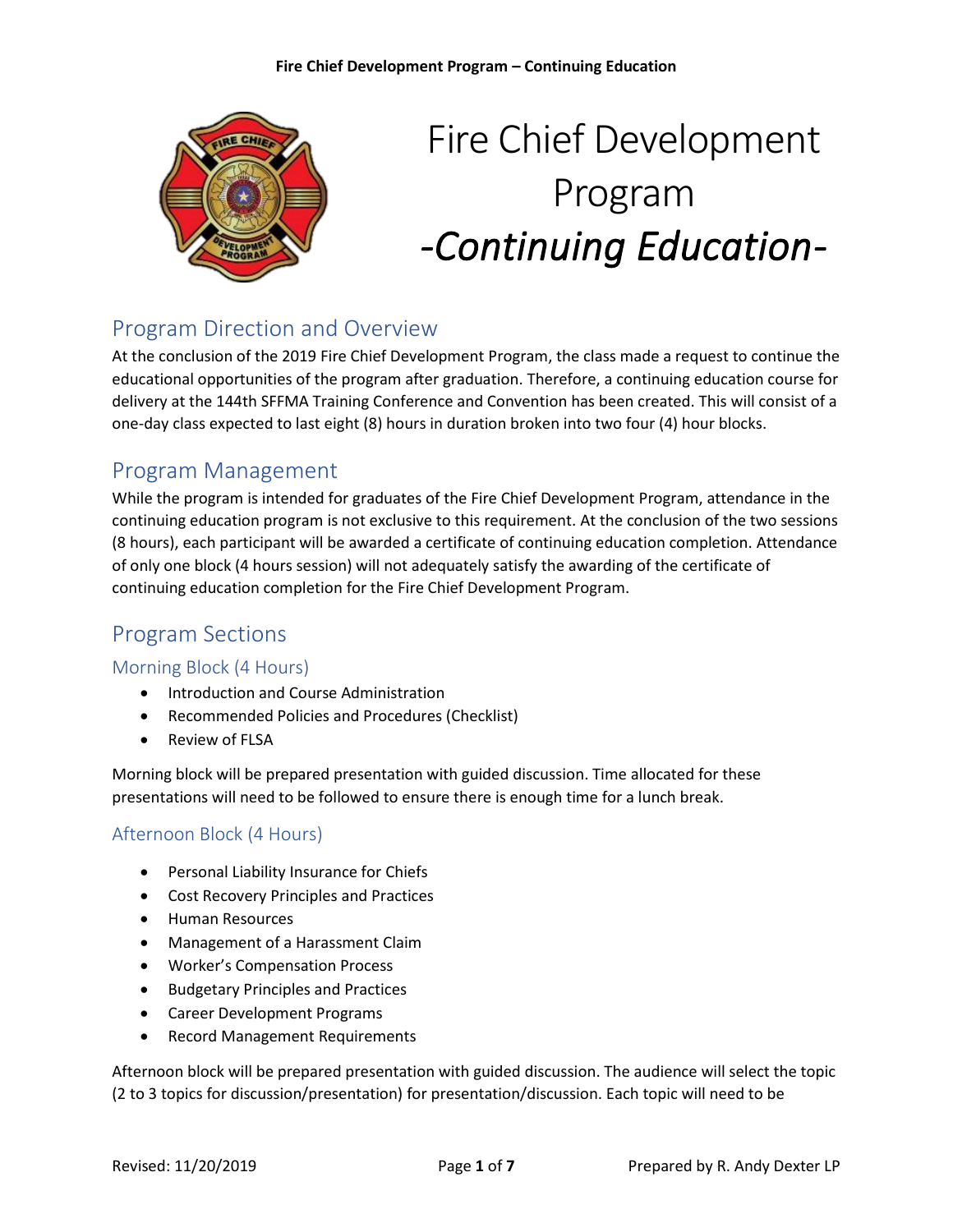# Fire Chief Development Program *-Continuing Education-*

## Program Direction and Overview

At the conclusion of the 2019 Fire Chief Development Program, the class made a request to continue the educational opportunities of the program after graduation. Therefore, a continuing education course for delivery at the 144th SFFMA Training Conference and Convention has been created. This will consist of a one-day class expected to last eight (8) hours in duration broken into two four (4) hour blocks.

## Program Management

While the program is intended for graduates of the Fire Chief Development Program, attendance in the continuing education program is not exclusive to this requirement. At the conclusion of the two sessions (8 hours), each participant will be awarded a certificate of continuing education completion. Attendance of only one block (4 hours session) will not adequately satisfy the awarding of the certificate of continuing education completion for the Fire Chief Development Program.

## Program Sections

### Morning Block (4 Hours)

- Introduction and Course Administration
- Recommended Policies and Procedures (Checklist)
- Review of FLSA

Morning block will be prepared presentation with guided discussion. Time allocated for these presentations will need to be followed to ensure there is enough time for a lunch break.

### Afternoon Block (4 Hours)

- Personal Liability Insurance for Chiefs
- Cost Recovery Principles and Practices
- Human Resources
- Management of a Harassment Claim
- Worker's Compensation Process
- Budgetary Principles and Practices
- Career Development Programs
- Record Management Requirements

Afternoon block will be prepared presentation with guided discussion. The audience will select the topic (2 to 3 topics for discussion/presentation) for presentation/discussion. Each topic will need to be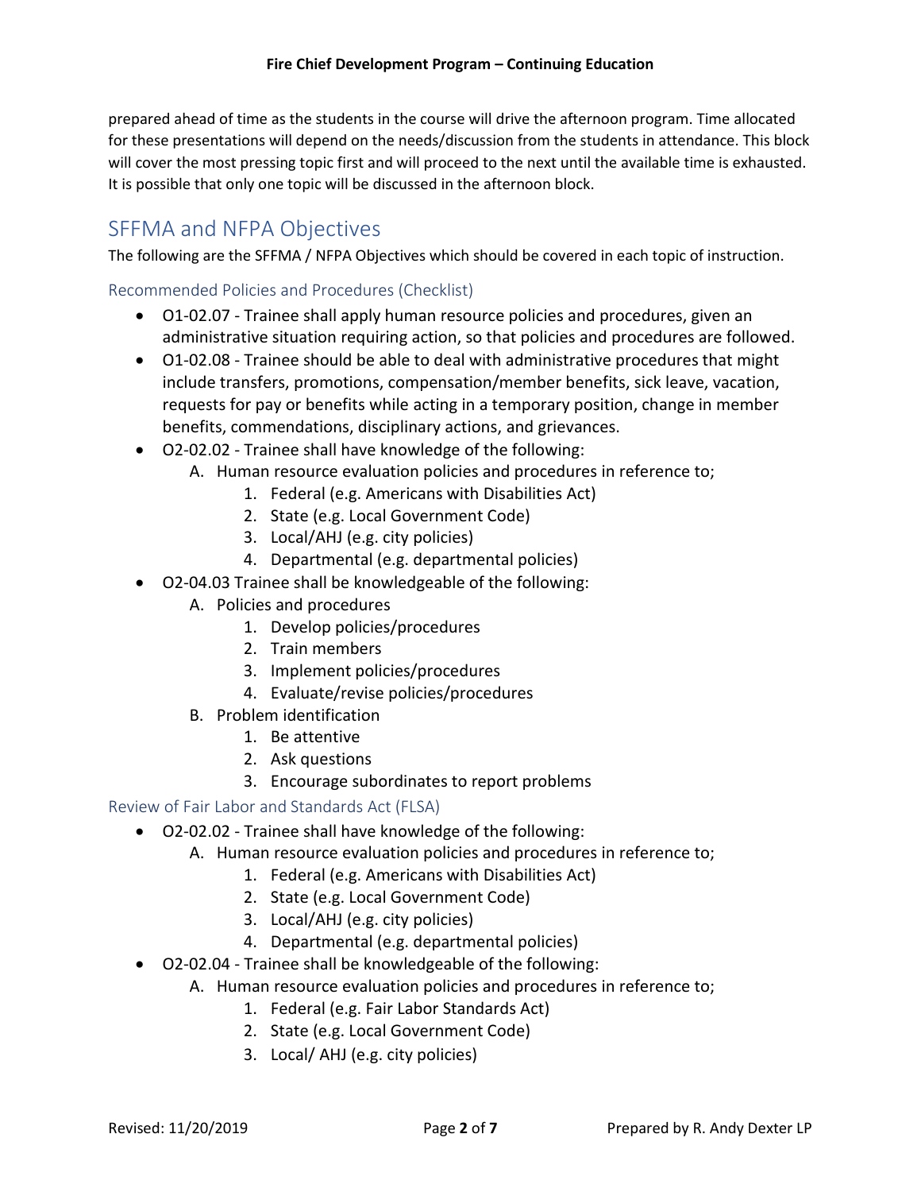prepared ahead of time as the students in the course will drive the afternoon program. Time allocated for these presentations will depend on the needs/discussion from the students in attendance. This block will cover the most pressing topic first and will proceed to the next until the available time is exhausted. It is possible that only one topic will be discussed in the afternoon block.

## SFFMA and NFPA Objectives

The following are the SFFMA / NFPA Objectives which should be covered in each topic of instruction.

### Recommended Policies and Procedures (Checklist)

- O1-02.07 - Trainee shall apply human resource policies and procedures, given an administrative situation requiring action, so that policies and procedures are followed.
- O1-02.08 - Trainee should be able to deal with administrative procedures that might include transfers, promotions, compensation/member benefits, sick leave, vacation, requests for pay or benefits while acting in a temporary position, change in member benefits, commendations, disciplinary actions, and grievances.
- O2-02.02 - Trainee shall have knowledge of the following:
    - A. Human resource evaluation policies and procedures in reference to;
        1. Federal (e.g. Americans with Disabilities Act)
        2. State (e.g. Local Government Code)
        3. Local/AHJ (e.g. city policies)
        4. Departmental (e.g. departmental policies)
- O2-04.03 Trainee shall be knowledgeable of the following:
    - A. Policies and procedures
        1. Develop policies/procedures
        2. Train members
        3. Implement policies/procedures
        4. Evaluate/revise policies/procedures
    - B. Problem identification
        1. Be attentive
        2. Ask questions
        3. Encourage subordinates to report problems

### Review of Fair Labor and Standards Act (FLSA)

- O2-02.02 - Trainee shall have knowledge of the following:
    - A. Human resource evaluation policies and procedures in reference to;
        1. Federal (e.g. Americans with Disabilities Act)
        2. State (e.g. Local Government Code)
        3. Local/AHJ (e.g. city policies)
        4. Departmental (e.g. departmental policies)
- O2-02.04 - Trainee shall be knowledgeable of the following:
    - A. Human resource evaluation policies and procedures in reference to;
        1. Federal (e.g. Fair Labor Standards Act)
        2. State (e.g. Local Government Code)
        3. Local/ AHJ (e.g. city policies)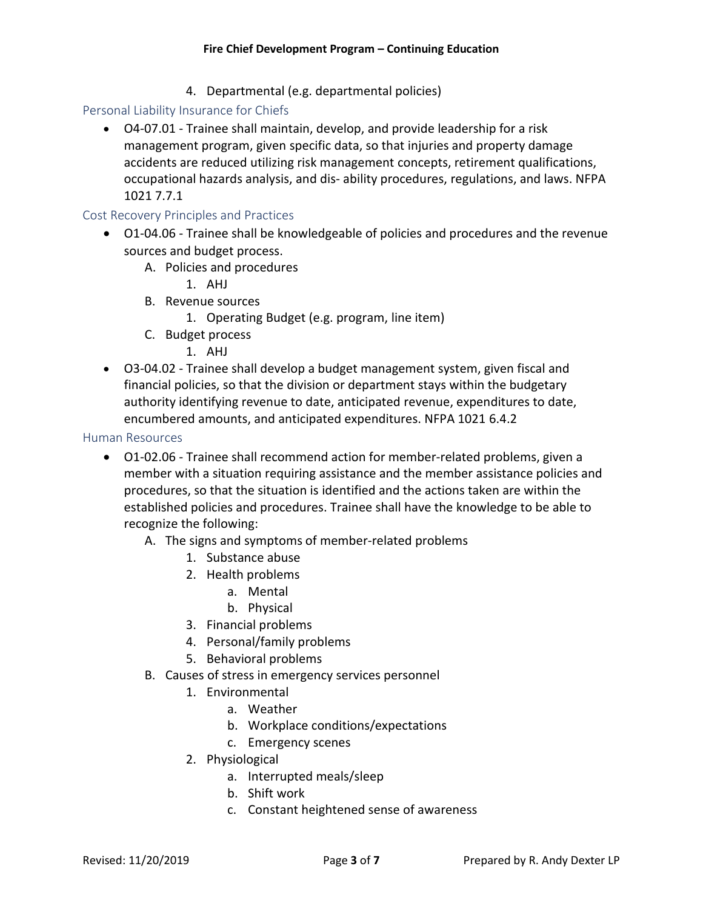4. Departmental (e.g. departmental policies)

## Personal Liability Insurance for Chiefs

- O4-07.01 - Trainee shall maintain, develop, and provide leadership for a risk management program, given specific data, so that injuries and property damage accidents are reduced utilizing risk management concepts, retirement qualifications, occupational hazards analysis, and dis- ability procedures, regulations, and laws. NFPA 1021 7.7.1

## Cost Recovery Principles and Practices

- O1-04.06 - Trainee shall be knowledgeable of policies and procedures and the revenue sources and budget process.
    - A. Policies and procedures
        1. AHJ
    - B. Revenue sources
        1. Operating Budget (e.g. program, line item)
    - C. Budget process
        1. AHJ
- O3-04.02 - Trainee shall develop a budget management system, given fiscal and financial policies, so that the division or department stays within the budgetary authority identifying revenue to date, anticipated revenue, expenditures to date, encumbered amounts, and anticipated expenditures. NFPA 1021 6.4.2

## Human Resources

- O1-02.06 - Trainee shall recommend action for member-related problems, given a member with a situation requiring assistance and the member assistance policies and procedures, so that the situation is identified and the actions taken are within the established policies and procedures. Trainee shall have the knowledge to be able to recognize the following:
    - A. The signs and symptoms of member-related problems
        1. Substance abuse
        2. Health problems
            - a. Mental
            - b. Physical
        3. Financial problems
        4. Personal/family problems
        5. Behavioral problems
    - B. Causes of stress in emergency services personnel
        1. Environmental
            - a. Weather
            - b. Workplace conditions/expectations
            - c. Emergency scenes
        2. Physiological
            - a. Interrupted meals/sleep
            - b. Shift work
            - c. Constant heightened sense of awareness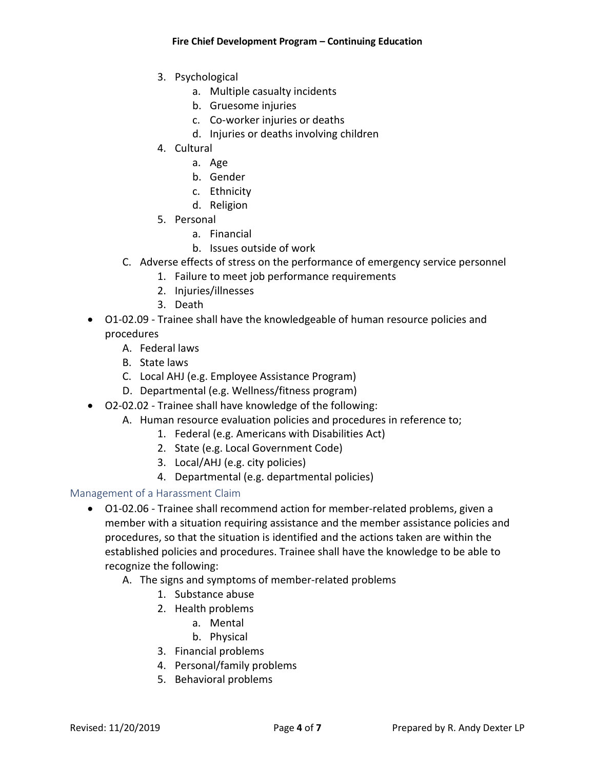3. Psychological
    a. Multiple casualty incidents
    b. Gruesome injuries
    c. Co-worker injuries or deaths
    d. Injuries or deaths involving children
4. Cultural
    a. Age
    b. Gender
    c. Ethnicity
    d. Religion
5. Personal
    a. Financial
    b. Issues outside of work

C. Adverse effects of stress on the performance of emergency service personnel
   1. Failure to meet job performance requirements
   2. Injuries/illnesses
   3. Death

- O1-02.09 - Trainee shall have the knowledgeable of human resource policies and procedures
   A. Federal laws
   B. State laws
   C. Local AHJ (e.g. Employee Assistance Program)
   D. Departmental (e.g. Wellness/fitness program)
- O2-02.02 - Trainee shall have knowledge of the following:
   A. Human resource evaluation policies and procedures in reference to;
      1. Federal (e.g. Americans with Disabilities Act)
      2. State (e.g. Local Government Code)
      3. Local/AHJ (e.g. city policies)
      4. Departmental (e.g. departmental policies)

## Management of a Harassment Claim

- O1-02.06 - Trainee shall recommend action for member-related problems, given a member with a situation requiring assistance and the member assistance policies and procedures, so that the situation is identified and the actions taken are within the established policies and procedures. Trainee shall have the knowledge to be able to recognize the following:
   A. The signs and symptoms of member-related problems
      1. Substance abuse
      2. Health problems
         a. Mental
         b. Physical
      3. Financial problems
      4. Personal/family problems
      5. Behavioral problems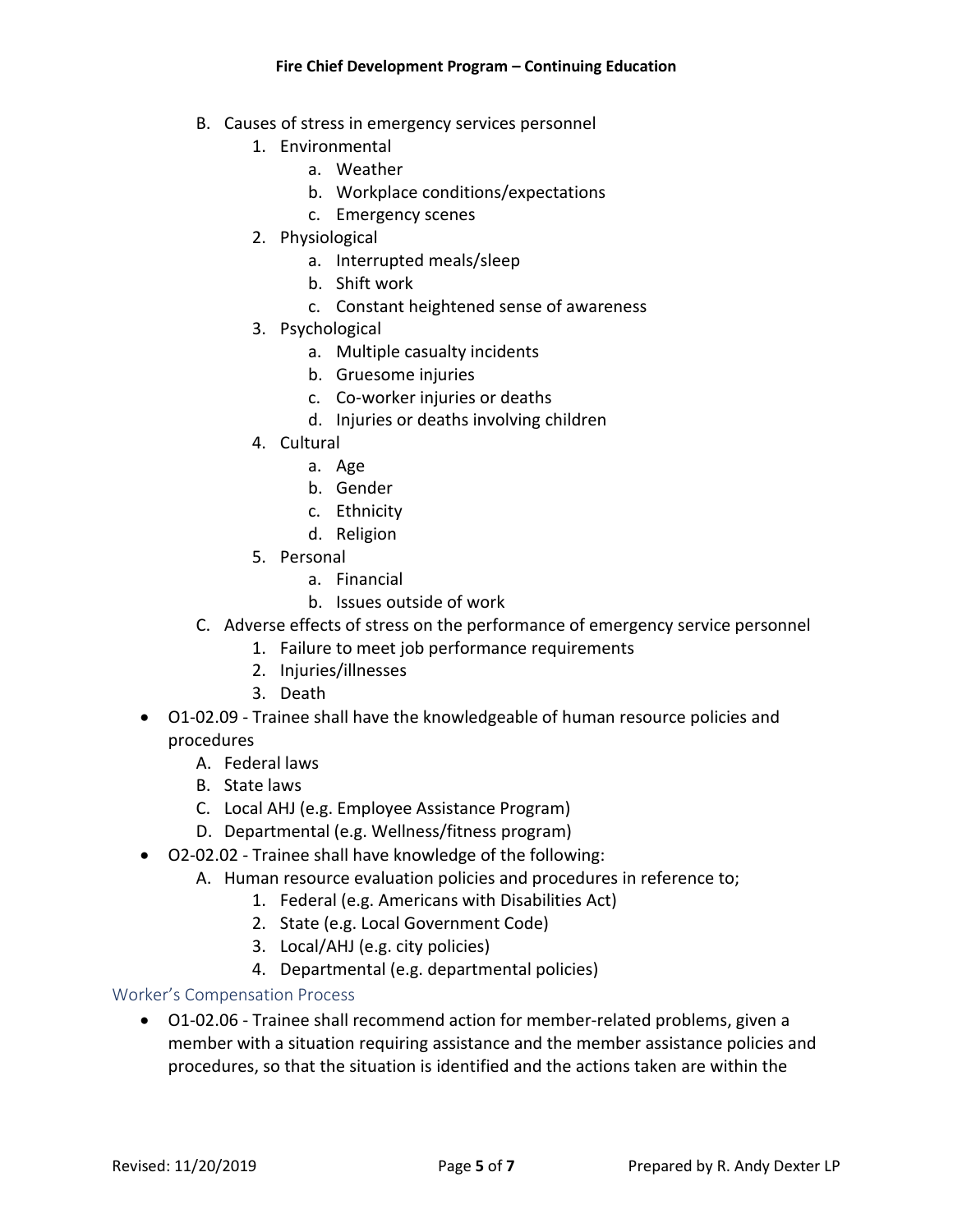B. Causes of stress in emergency services personnel
   1. Environmental
      a. Weather
      b. Workplace conditions/expectations
      c. Emergency scenes
   2. Physiological
      a. Interrupted meals/sleep
      b. Shift work
      c. Constant heightened sense of awareness
   3. Psychological
      a. Multiple casualty incidents
      b. Gruesome injuries
      c. Co-worker injuries or deaths
      d. Injuries or deaths involving children
   4. Cultural
      a. Age
      b. Gender
      c. Ethnicity
      d. Religion
   5. Personal
      a. Financial
      b. Issues outside of work

C. Adverse effects of stress on the performance of emergency service personnel
   1. Failure to meet job performance requirements
   2. Injuries/illnesses
   3. Death

- O1-02.09 - Trainee shall have the knowledgeable of human resource policies and procedures
  A. Federal laws
  B. State laws
  C. Local AHJ (e.g. Employee Assistance Program)
  D. Departmental (e.g. Wellness/fitness program)
- O2-02.02 - Trainee shall have knowledge of the following:
  A. Human resource evaluation policies and procedures in reference to;
     1. Federal (e.g. Americans with Disabilities Act)
     2. State (e.g. Local Government Code)
     3. Local/AHJ (e.g. city policies)
     4. Departmental (e.g. departmental policies)

## Worker's Compensation Process

- O1-02.06 - Trainee shall recommend action for member-related problems, given a member with a situation requiring assistance and the member assistance policies and procedures, so that the situation is identified and the actions taken are within the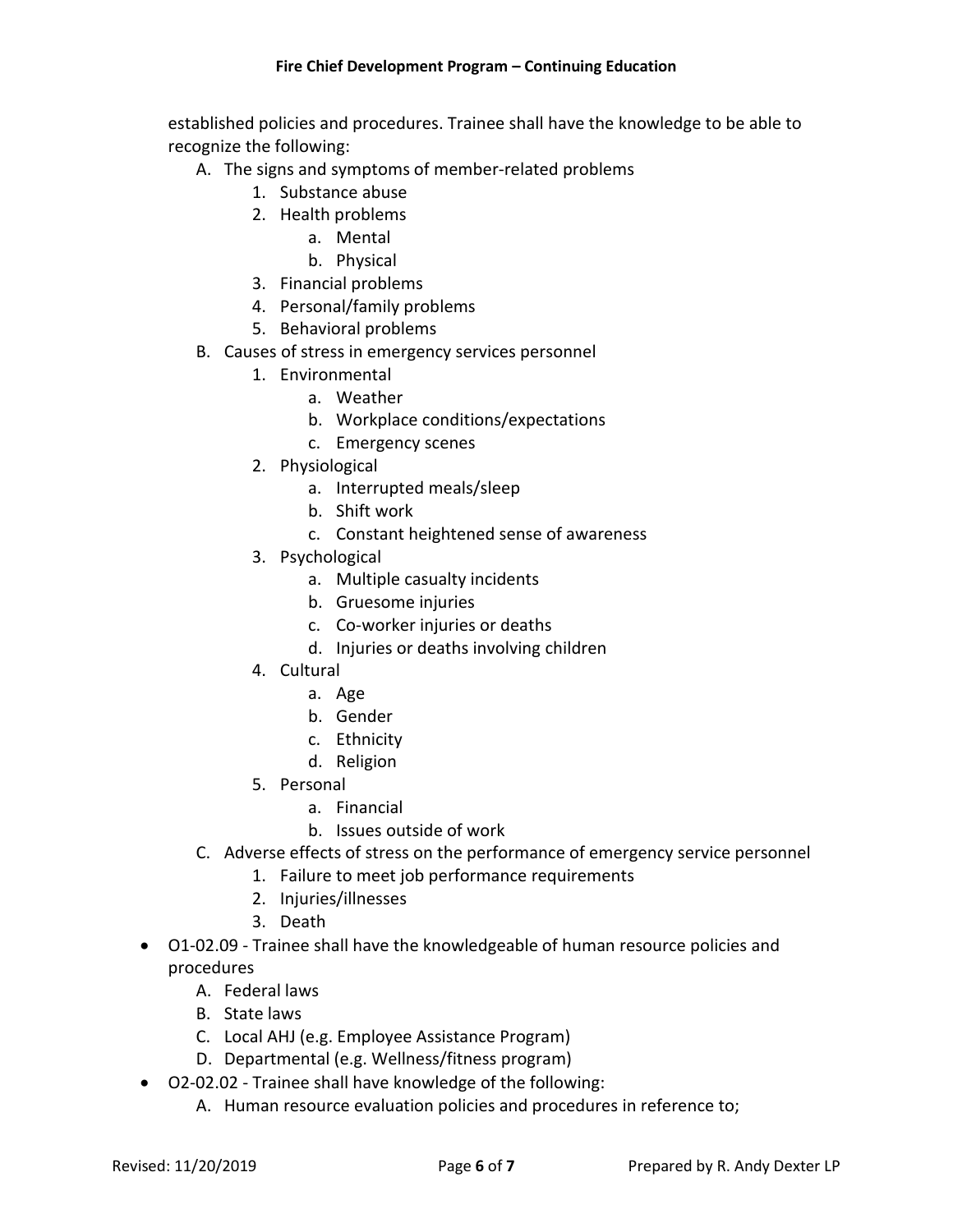established policies and procedures. Trainee shall have the knowledge to be able to recognize the following:

   A. The signs and symptoms of member-related problems
      1. Substance abuse
      2. Health problems
         a. Mental
         b. Physical
      3. Financial problems
      4. Personal/family problems
      5. Behavioral problems
   B. Causes of stress in emergency services personnel
      1. Environmental
         a. Weather
         b. Workplace conditions/expectations
         c. Emergency scenes
      2. Physiological
         a. Interrupted meals/sleep
         b. Shift work
         c. Constant heightened sense of awareness
      3. Psychological
         a. Multiple casualty incidents
         b. Gruesome injuries
         c. Co-worker injuries or deaths
         d. Injuries or deaths involving children
      4. Cultural
         a. Age
         b. Gender
         c. Ethnicity
         d. Religion
      5. Personal
         a. Financial
         b. Issues outside of work
   C. Adverse effects of stress on the performance of emergency service personnel
      1. Failure to meet job performance requirements
      2. Injuries/illnesses
      3. Death

- O1-02.09 - Trainee shall have the knowledgeable of human resource policies and procedures
   A. Federal laws
   B. State laws
   C. Local AHJ (e.g. Employee Assistance Program)
   D. Departmental (e.g. Wellness/fitness program)
- O2-02.02 - Trainee shall have knowledge of the following:
   A. Human resource evaluation policies and procedures in reference to;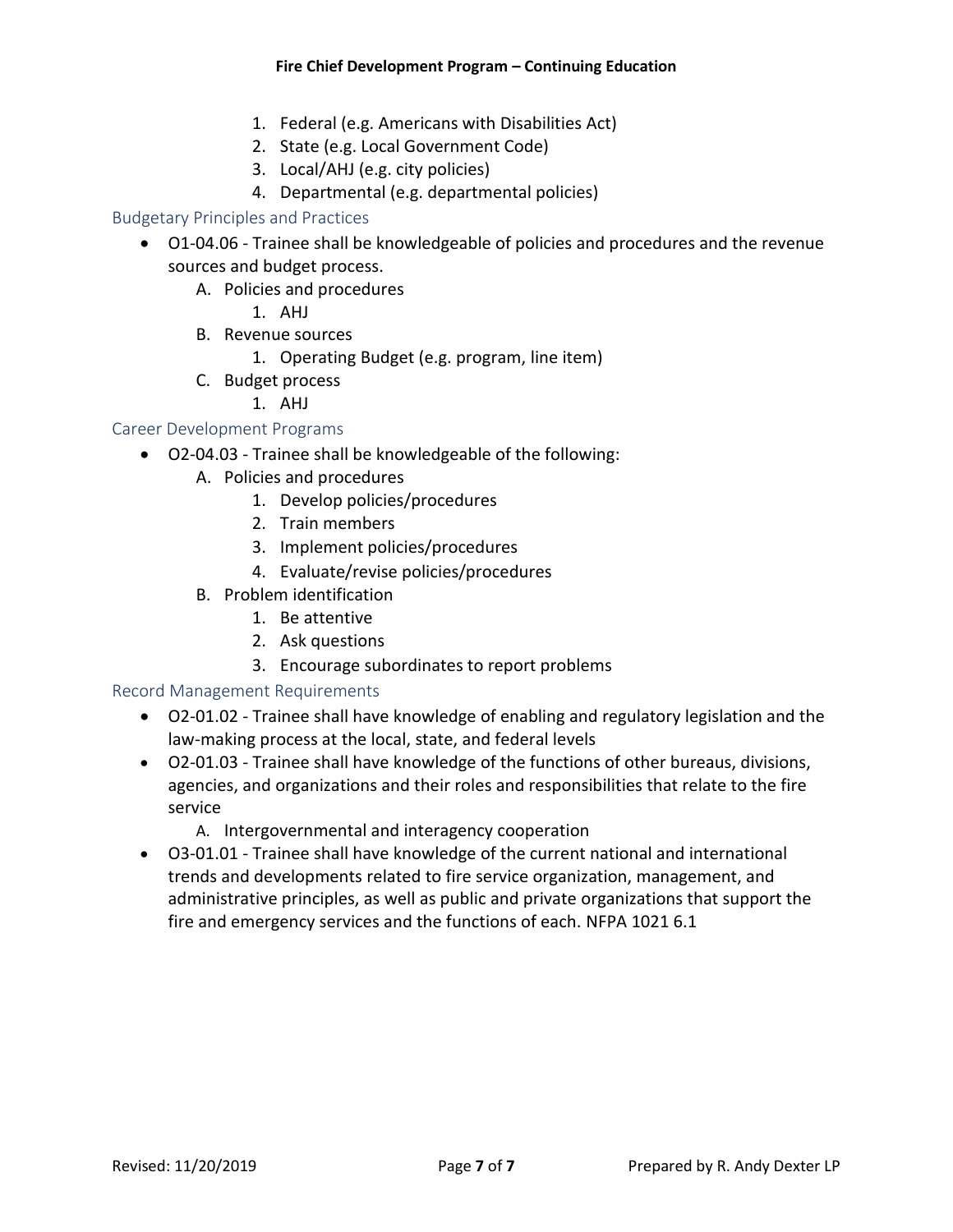1. Federal (e.g. Americans with Disabilities Act)
2. State (e.g. Local Government Code)
3. Local/AHJ (e.g. city policies)
4. Departmental (e.g. departmental policies)

### Budgetary Principles and Practices

- O1-04.06 - Trainee shall be knowledgeable of policies and procedures and the revenue sources and budget process.
  - A. Policies and procedures
    1. AHJ
  - B. Revenue sources
    1. Operating Budget (e.g. program, line item)
  - C. Budget process
    1. AHJ

### Career Development Programs

- O2-04.03 - Trainee shall be knowledgeable of the following:
  - A. Policies and procedures
    1. Develop policies/procedures
    2. Train members
    3. Implement policies/procedures
    4. Evaluate/revise policies/procedures
  - B. Problem identification
    1. Be attentive
    2. Ask questions
    3. Encourage subordinates to report problems

### Record Management Requirements

- O2-01.02 - Trainee shall have knowledge of enabling and regulatory legislation and the law-making process at the local, state, and federal levels
- O2-01.03 - Trainee shall have knowledge of the functions of other bureaus, divisions, agencies, and organizations and their roles and responsibilities that relate to the fire service
  - A. Intergovernmental and interagency cooperation
- O3-01.01 - Trainee shall have knowledge of the current national and international trends and developments related to fire service organization, management, and administrative principles, as well as public and private organizations that support the fire and emergency services and the functions of each. NFPA 1021 6.1